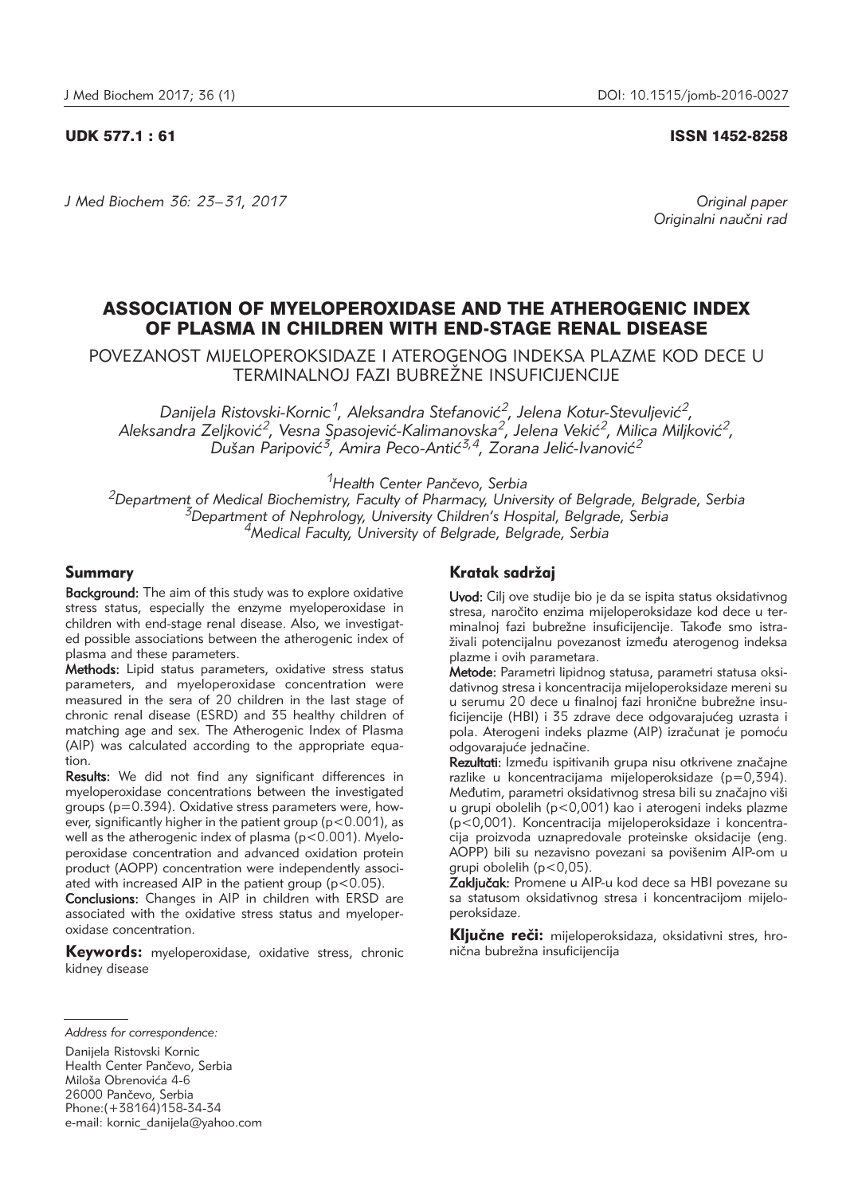UDK 577.1 : 61

ISSN 1452-8258

*Original paper*
*Originalni naučni rad*

# ASSOCIATION OF MYELOPEROXIDASE AND THE ATHEROGENIC INDEX OF PLASMA IN CHILDREN WITH END-STAGE RENAL DISEASE

## POVEZANOST MIJELOPEROKSIDAZE I ATEROGENOG INDEKSA PLAZME KOD DECE U TERMINALNOJ FAZI BUBREŽNE INSUFICIJENCIJE

*Danijela Ristovski-Kornic[1], Aleksandra Stefanović[2], Jelena Kotur-Stevuljević[2], Aleksandra Zeljković[2], Vesna Spasojević-Kalimanovska[2], Jelena Vekić[2], Milica Miljković[2], Dušan Paripović[3], Amira Peco-Antić[3,4], Zorana Jelić-Ivanović[2]*

[1]Health Center Pančevo, Serbia
[2]Department of Medical Biochemistry, Faculty of Pharmacy, University of Belgrade, Belgrade, Serbia
[3]Department of Nephrology, University Children's Hospital, Belgrade, Serbia
[4]Medical Faculty, University of Belgrade, Belgrade, Serbia

### Summary

**Background:** The aim of this study was to explore oxidative stress status, especially the enzyme myeloperoxidase in children with end-stage renal disease. Also, we investigated possible associations between the atherogenic index of plasma and these parameters.

**Methods:** Lipid status parameters, oxidative stress status parameters, and myeloperoxidase concentration were measured in the sera of 20 children in the last stage of chronic renal disease (ESRD) and 35 healthy children of matching age and sex. The Atherogenic Index of Plasma (AIP) was calculated according to the appropriate equation.

**Results:** We did not find any significant differences in myeloperoxidase concentrations between the investigated groups ($p=0.394$). Oxidative stress parameters were, however, significantly higher in the patient group ($p<0.001$), as well as the atherogenic index of plasma ($p<0.001$). Myeloperoxidase concentration and advanced oxidation protein product (AOPP) concentration were independently associated with increased AIP in the patient group ($p<0.05$).

**Conclusions:** Changes in AIP in children with ERSD are associated with the oxidative stress status and myeloperoxidase concentration.

**Keywords:** myeloperoxidase, oxidative stress, chronic kidney disease

### Kratak sadržaj

**Uvod:** Cilj ove studije bio je da se ispita status oksidativnog stresa, naročito enzima mijeloperoksidaze kod dece u terminalnoj fazi bubrežne insuficijencije. Takođe smo istraživali potencijalnu povezanost između aterogenog indeksa plazme i ovih parametara.

**Metode:** Parametri lipidnog statusa, parametri statusa oksidativnog stresa i koncentracija mijeloperoksidaze mereni su u serumu 20 dece u finalnoj fazi hronične bubrežne insuficijencije (HBI) i 35 zdrave dece odgovarajućeg uzrasta i pola. Aterogeni indeks plazme (AIP) izračunat je pomoću odgovarajuće jednačine.

**Rezultati:** Između ispitivanih grupa nisu otkrivene značajne razlike u koncentracijama mijeloperoksidaze ($p=0{,}394$). Međutim, parametri oksidativnog stresa bili su značajno viši u grupi obolelih ($p<0{,}001$) kao i aterogeni indeks plazme ($p<0{,}001$). Koncentracija mijeloperoksidaze i koncentracija proizvoda uznapredovale proteinske oksidacije (eng. AOPP) bili su nezavisno povezani sa povišenim AIP-om u grupi obolelih ($p<0{,}05$).

**Zaključak:** Promene u AIP-u kod dece sa HBI povezane su sa statusom oksidativnog stresa i koncentracijom mijeloperoksidaze.

**Ključne reči:** mijeloperoksidaza, oksidativni stres, hronična bubrežna insuficijencija

---

*Address for correspondence:*

Danijela Ristovski Kornic
Health Center Pančevo, Serbia
Miloša Obrenovića 4-6
26000 Pančevo, Serbia
Phone:(+38164)158-34-34
e-mail: kornic_danijela@yahoo.com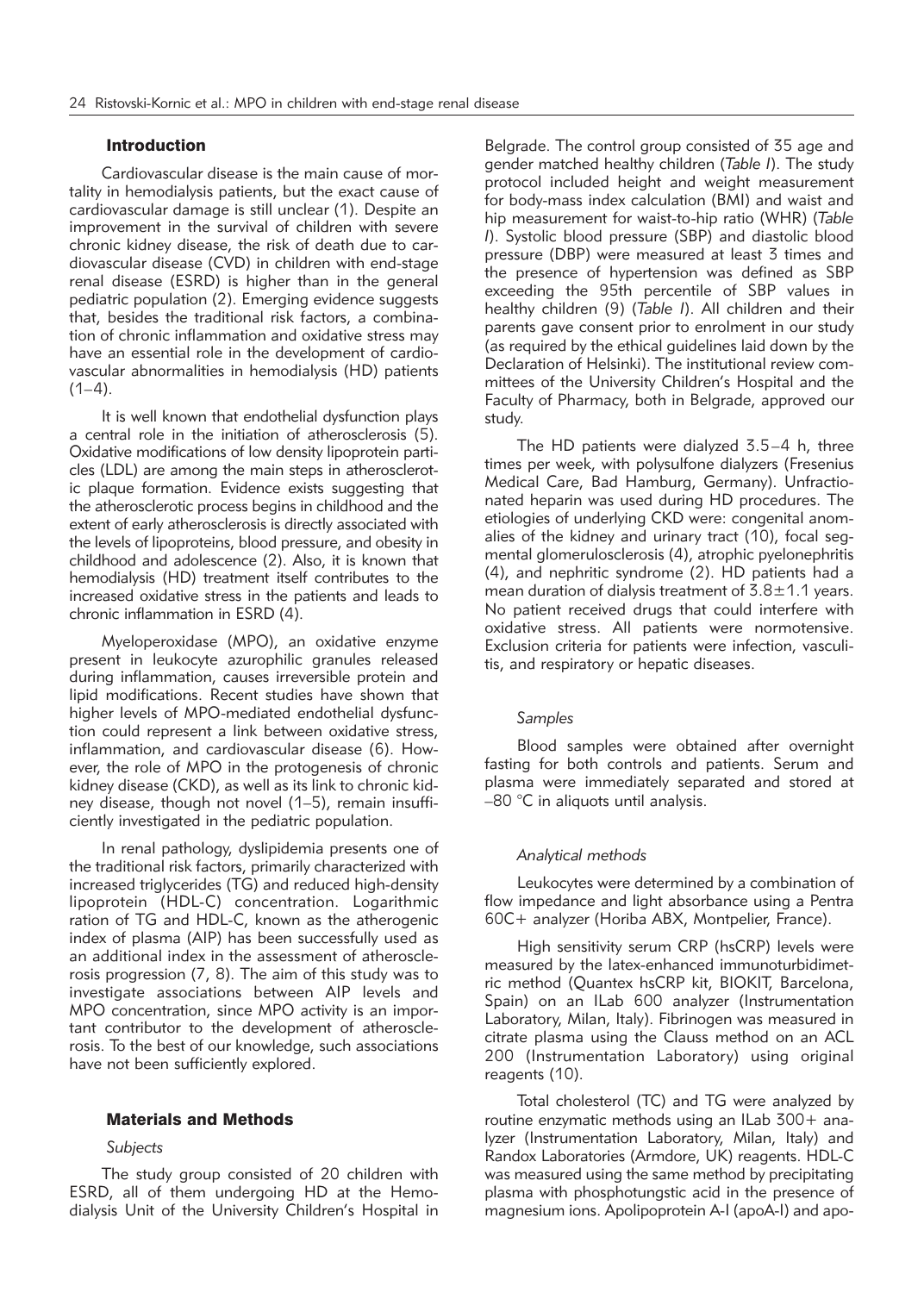## Introduction

Cardiovascular disease is the main cause of mortality in hemodialysis patients, but the exact cause of cardiovascular damage is still unclear (1). Despite an improvement in the survival of children with severe chronic kidney disease, the risk of death due to cardiovascular disease (CVD) in children with end-stage renal disease (ESRD) is higher than in the general pediatric population (2). Emerging evidence suggests that, besides the traditional risk factors, a combination of chronic inflammation and oxidative stress may have an essential role in the development of cardiovascular abnormalities in hemodialysis (HD) patients (1–4).

It is well known that endothelial dysfunction plays a central role in the initiation of atherosclerosis (5). Oxidative modifications of low density lipoprotein particles (LDL) are among the main steps in atherosclerotic plaque formation. Evidence exists suggesting that the atherosclerotic process begins in childhood and the extent of early atherosclerosis is directly associated with the levels of lipoproteins, blood pressure, and obesity in childhood and adolescence (2). Also, it is known that hemodialysis (HD) treatment itself contributes to the increased oxidative stress in the patients and leads to chronic inflammation in ESRD (4).

Myeloperoxidase (MPO), an oxidative enzyme present in leukocyte azurophilic granules released during inflammation, causes irreversible protein and lipid modifications. Recent studies have shown that higher levels of MPO-mediated endothelial dysfunction could represent a link between oxidative stress, inflammation, and cardiovascular disease (6). However, the role of MPO in the protogenesis of chronic kidney disease (CKD), as well as its link to chronic kidney disease, though not novel (1–5), remain insufficiently investigated in the pediatric population.

In renal pathology, dyslipidemia presents one of the traditional risk factors, primarily characterized with increased triglycerides (TG) and reduced high-density lipoprotein (HDL-C) concentration. Logarithmic ration of TG and HDL-C, known as the atherogenic index of plasma (AIP) has been successfully used as an additional index in the assessment of atherosclerosis progression (7, 8). The aim of this study was to investigate associations between AIP levels and MPO concentration, since MPO activity is an important contributor to the development of atherosclerosis. To the best of our knowledge, such associations have not been sufficiently explored.

## Materials and Methods

### *Subjects*

The study group consisted of 20 children with ESRD, all of them undergoing HD at the Hemodialysis Unit of the University Children's Hospital in Belgrade. The control group consisted of 35 age and gender matched healthy children (*Table I*). The study protocol included height and weight measurement for body-mass index calculation (BMI) and waist and hip measurement for waist-to-hip ratio (WHR) (*Table I*). Systolic blood pressure (SBP) and diastolic blood pressure (DBP) were measured at least 3 times and the presence of hypertension was defined as SBP exceeding the 95th percentile of SBP values in healthy children (9) (*Table I*). All children and their parents gave consent prior to enrolment in our study (as required by the ethical guidelines laid down by the Declaration of Helsinki). The institutional review committees of the University Children's Hospital and the Faculty of Pharmacy, both in Belgrade, approved our study.

The HD patients were dialyzed 3.5–4 h, three times per week, with polysulfone dialyzers (Fresenius Medical Care, Bad Hamburg, Germany). Unfractionated heparin was used during HD procedures. The etiologies of underlying CKD were: congenital anomalies of the kidney and urinary tract (10), focal segmental glomerulosclerosis (4), atrophic pyelonephritis (4), and nephritic syndrome (2). HD patients had a mean duration of dialysis treatment of 3.8±1.1 years. No patient received drugs that could interfere with oxidative stress. All patients were normotensive. Exclusion criteria for patients were infection, vasculitis, and respiratory or hepatic diseases.

### *Samples*

Blood samples were obtained after overnight fasting for both controls and patients. Serum and plasma were immediately separated and stored at –80 °C in aliquots until analysis.

### *Analytical methods*

Leukocytes were determined by a combination of flow impedance and light absorbance using a Pentra 60C+ analyzer (Horiba ABX, Montpelier, France).

High sensitivity serum CRP (hsCRP) levels were measured by the latex-enhanced immunoturbidimetric method (Quantex hsCRP kit, BIOKIT, Barcelona, Spain) on an ILab 600 analyzer (Instrumentation Laboratory, Milan, Italy). Fibrinogen was measured in citrate plasma using the Clauss method on an ACL 200 (Instrumentation Laboratory) using original reagents (10).

Total cholesterol (TC) and TG were analyzed by routine enzymatic methods using an ILab 300+ analyzer (Instrumentation Laboratory, Milan, Italy) and Randox Laboratories (Armdore, UK) reagents. HDL-C was measured using the same method by precipitating plasma with phosphotungstic acid in the presence of magnesium ions. Apolipoprotein A-I (apoA-I) and apo-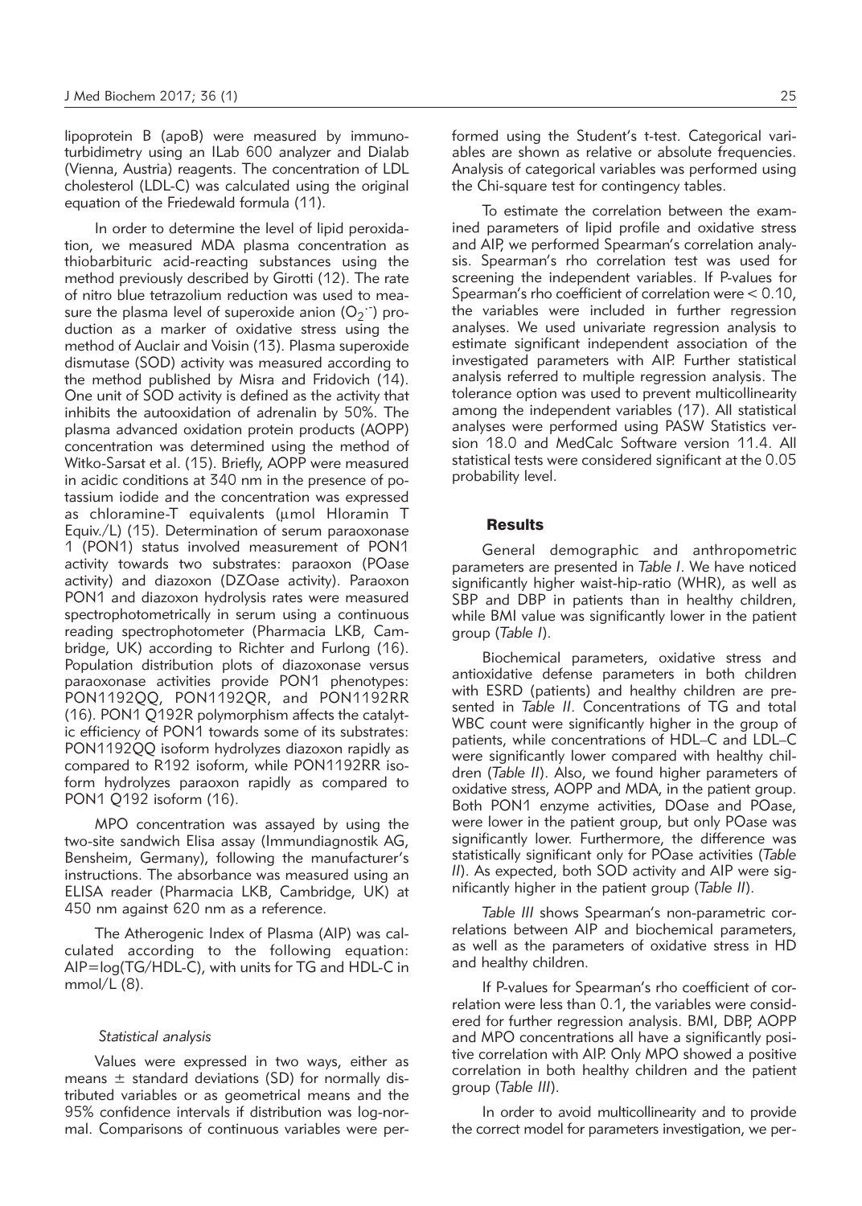lipoprotein B (apoB) were measured by immunoturbidimetry using an ILab 600 analyzer and Dialab (Vienna, Austria) reagents. The concentration of LDL cholesterol (LDL-C) was calculated using the original equation of the Friedewald formula (11).

In order to determine the level of lipid peroxidation, we measured MDA plasma concentration as thiobarbituric acid-reacting substances using the method previously described by Girotti (12). The rate of nitro blue tetrazolium reduction was used to measure the plasma level of superoxide anion ($O_2^{\cdot-}$) production as a marker of oxidative stress using the method of Auclair and Voisin (13). Plasma superoxide dismutase (SOD) activity was measured according to the method published by Misra and Fridovich (14). One unit of SOD activity is defined as the activity that inhibits the autooxidation of adrenalin by 50%. The plasma advanced oxidation protein products (AOPP) concentration was determined using the method of Witko-Sarsat et al. (15). Briefly, AOPP were measured in acidic conditions at 340 nm in the presence of potassium iodide and the concentration was expressed as chloramine-T equivalents (μmol Hloramin T Equiv./L) (15). Determination of serum paraoxonase 1 (PON1) status involved measurement of PON1 activity towards two substrates: paraoxon (POase activity) and diazoxon (DZOase activity). Paraoxon PON1 and diazoxon hydrolysis rates were measured spectrophotometrically in serum using a continuous reading spectrophotometer (Pharmacia LKB, Cambridge, UK) according to Richter and Furlong (16). Population distribution plots of diazoxonase versus paraoxonase activities provide PON1 phenotypes: PON1192QQ, PON1192QR, and PON1192RR (16). PON1 Q192R polymorphism affects the catalytic efficiency of PON1 towards some of its substrates: PON1192QQ isoform hydrolyzes diazoxon rapidly as compared to R192 isoform, while PON1192RR isoform hydrolyzes paraoxon rapidly as compared to PON1 Q192 isoform (16).

MPO concentration was assayed by using the two-site sandwich Elisa assay (Immundiagnostik AG, Bensheim, Germany), following the manufacturer's instructions. The absorbance was measured using an ELISA reader (Pharmacia LKB, Cambridge, UK) at 450 nm against 620 nm as a reference.

The Atherogenic Index of Plasma (AIP) was calculated according to the following equation: AIP=log(TG/HDL-C), with units for TG and HDL-C in mmol/L (8).

### *Statistical analysis*

Values were expressed in two ways, either as means ± standard deviations (SD) for normally distributed variables or as geometrical means and the 95% confidence intervals if distribution was log-normal. Comparisons of continuous variables were performed using the Student's t-test. Categorical variables are shown as relative or absolute frequencies. Analysis of categorical variables was performed using the Chi-square test for contingency tables.

To estimate the correlation between the examined parameters of lipid profile and oxidative stress and AIP, we performed Spearman's correlation analysis. Spearman's rho correlation test was used for screening the independent variables. If P-values for Spearman's rho coefficient of correlation were < 0.10, the variables were included in further regression analyses. We used univariate regression analysis to estimate significant independent association of the investigated parameters with AIP. Further statistical analysis referred to multiple regression analysis. The tolerance option was used to prevent multicollinearity among the independent variables (17). All statistical analyses were performed using PASW Statistics version 18.0 and MedCalc Software version 11.4. All statistical tests were considered significant at the 0.05 probability level.

## Results

General demographic and anthropometric parameters are presented in *Table I*. We have noticed significantly higher waist-hip-ratio (WHR), as well as SBP and DBP in patients than in healthy children, while BMI value was significantly lower in the patient group (*Table I*).

Biochemical parameters, oxidative stress and antioxidative defense parameters in both children with ESRD (patients) and healthy children are presented in *Table II*. Concentrations of TG and total WBC count were significantly higher in the group of patients, while concentrations of HDL–C and LDL–C were significantly lower compared with healthy children (*Table II*). Also, we found higher parameters of oxidative stress, AOPP and MDA, in the patient group. Both PON1 enzyme activities, DOase and POase, were lower in the patient group, but only POase was significantly lower. Furthermore, the difference was statistically significant only for POase activities (*Table II*). As expected, both SOD activity and AIP were significantly higher in the patient group (*Table II*).

*Table III* shows Spearman's non-parametric correlations between AIP and biochemical parameters, as well as the parameters of oxidative stress in HD and healthy children.

If P-values for Spearman's rho coefficient of correlation were less than 0.1, the variables were considered for further regression analysis. BMI, DBP, AOPP and MPO concentrations all have a significantly positive correlation with AIP. Only MPO showed a positive correlation in both healthy children and the patient group (*Table III*).

In order to avoid multicollinearity and to provide the correct model for parameters investigation, we per-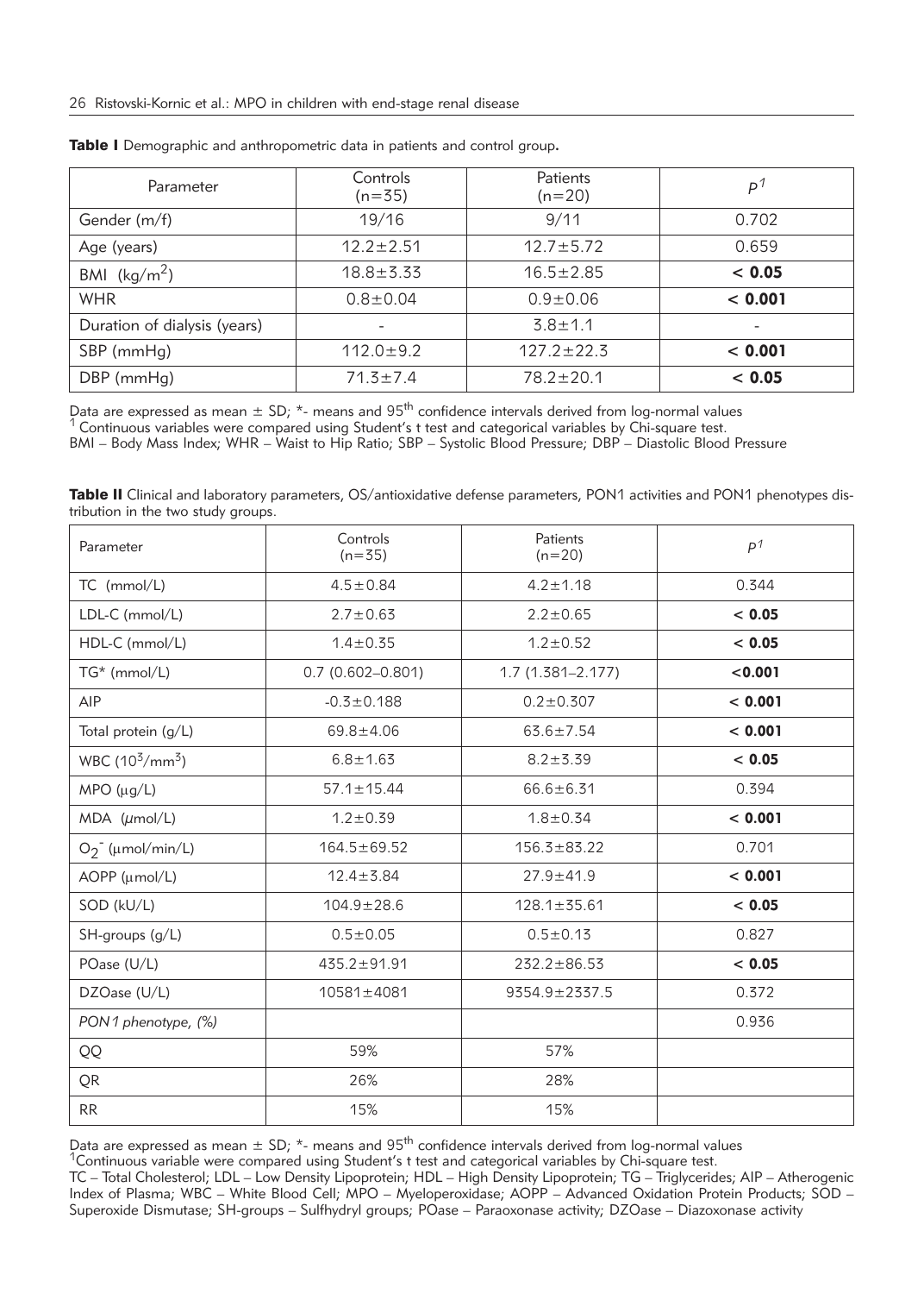**Table I** Demographic and anthropometric data in patients and control group.

| Parameter | Controls (n=35) | Patients (n=20) | P[1] |
|---|---|---|---|
| Gender (m/f) | 19/16 | 9/11 | 0.702 |
| Age (years) | 12.2±2.51 | 12.7±5.72 | 0.659 |
| BMI (kg/m$^2$) | 18.8±3.33 | 16.5±2.85 | **< 0.05** |
| WHR | 0.8±0.04 | 0.9±0.06 | **< 0.001** |
| Duration of dialysis (years) | - | 3.8±1.1 | - |
| SBP (mmHg) | 112.0±9.2 | 127.2±22.3 | **< 0.001** |
| DBP (mmHg) | 71.3±7.4 | 78.2±20.1 | **< 0.05** |

Data are expressed as mean ± SD; *- means and 95$^{th}$ confidence intervals derived from log-normal values
[1] Continuous variables were compared using Student's t test and categorical variables by Chi-square test.
BMI – Body Mass Index; WHR – Waist to Hip Ratio; SBP – Systolic Blood Pressure; DBP – Diastolic Blood Pressure

**Table II** Clinical and laboratory parameters, OS/antioxidative defense parameters, PON1 activities and PON1 phenotypes distribution in the two study groups.

| Parameter | Controls (n=35) | Patients (n=20) | P[1] |
|---|---|---|---|
| TC (mmol/L) | 4.5±0.84 | 4.2±1.18 | 0.344 |
| LDL-C (mmol/L) | 2.7±0.63 | 2.2±0.65 | **< 0.05** |
| HDL-C (mmol/L) | 1.4±0.35 | 1.2±0.52 | **< 0.05** |
| TG* (mmol/L) | 0.7 (0.602–0.801) | 1.7 (1.381–2.177) | **<0.001** |
| AIP | -0.3±0.188 | 0.2±0.307 | **< 0.001** |
| Total protein (g/L) | 69.8±4.06 | 63.6±7.54 | **< 0.001** |
| WBC (10$^3$/mm$^3$) | 6.8±1.63 | 8.2±3.39 | **< 0.05** |
| MPO (μg/L) | 57.1±15.44 | 66.6±6.31 | 0.394 |
| MDA (μmol/L) | 1.2±0.39 | 1.8±0.34 | **< 0.001** |
| $O_2^-$ (μmol/min/L) | 164.5±69.52 | 156.3±83.22 | 0.701 |
| AOPP (μmol/L) | 12.4±3.84 | 27.9±41.9 | **< 0.001** |
| SOD (kU/L) | 104.9±28.6 | 128.1±35.61 | **< 0.05** |
| SH-groups (g/L) | 0.5±0.05 | 0.5±0.13 | 0.827 |
| POase (U/L) | 435.2±91.91 | 232.2±86.53 | **< 0.05** |
| DZOase (U/L) | 10581±4081 | 9354.9±2337.5 | 0.372 |
| *PON1 phenotype, (%)* | | | 0.936 |
| QQ | 59% | 57% | |
| QR | 26% | 28% | |
| RR | 15% | 15% | |

Data are expressed as mean ± SD; *- means and 95$^{th}$ confidence intervals derived from log-normal values
[1]Continuous variable were compared using Student's t test and categorical variables by Chi-square test.
TC – Total Cholesterol; LDL – Low Density Lipoprotein; HDL – High Density Lipoprotein; TG – Triglycerides; AIP – Atherogenic Index of Plasma; WBC – White Blood Cell; MPO – Myeloperoxidase; AOPP – Advanced Oxidation Protein Products; SOD – Superoxide Dismutase; SH-groups – Sulfhydryl groups; POase – Paraoxonase activity; DZOase – Diazoxonase activity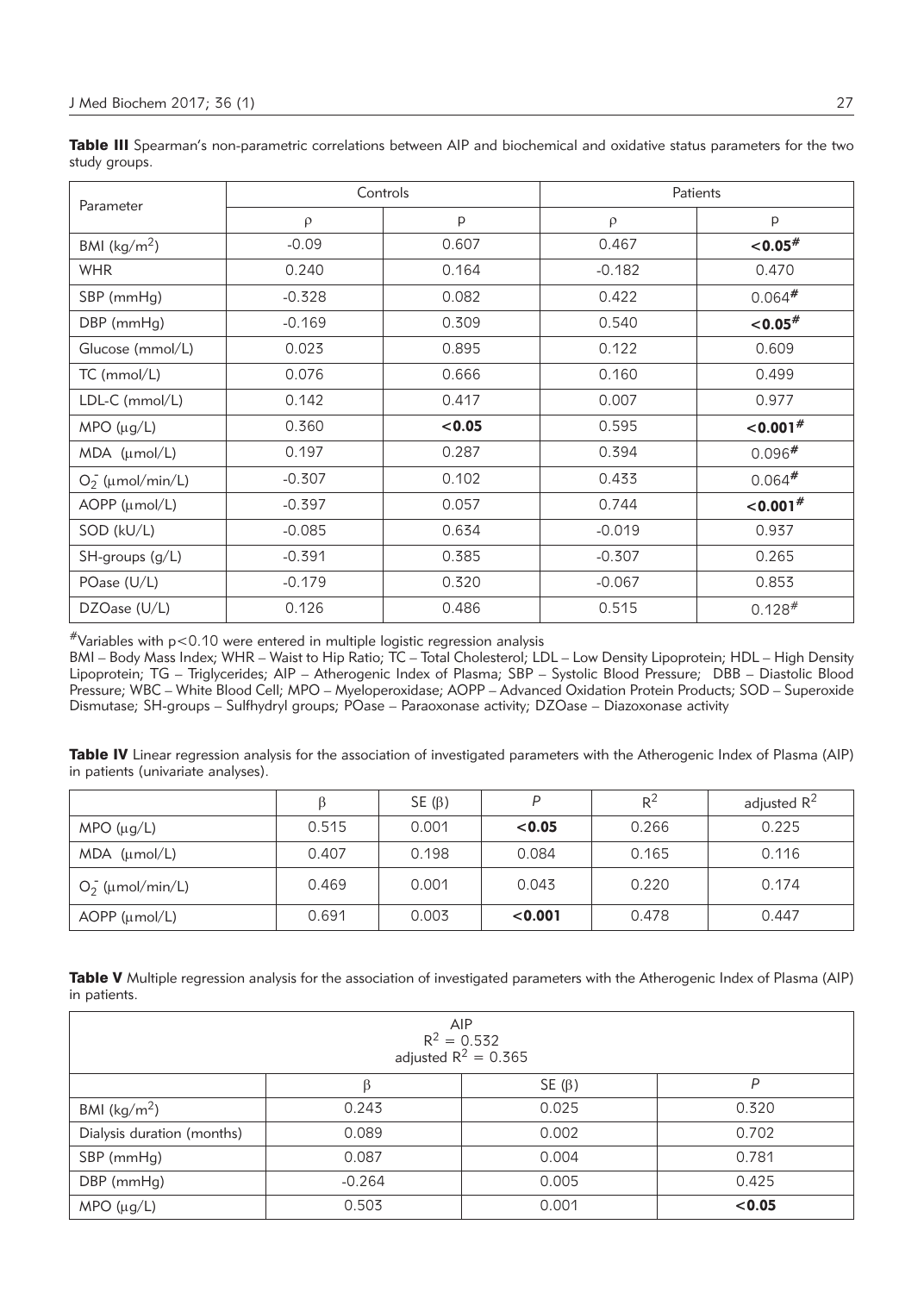**Table III** Spearman's non-parametric correlations between AIP and biochemical and oxidative status parameters for the two study groups.

| Parameter | Controls | | Patients | |
|---|---|---|---|---|
| | ρ | p | ρ | p |
| BMI (kg/m$^2$) | -0.09 | 0.607 | 0.467 | **<0.05**# |
| WHR | 0.240 | 0.164 | -0.182 | 0.470 |
| SBP (mmHg) | -0.328 | 0.082 | 0.422 | 0.064# |
| DBP (mmHg) | -0.169 | 0.309 | 0.540 | **<0.05**# |
| Glucose (mmol/L) | 0.023 | 0.895 | 0.122 | 0.609 |
| TC (mmol/L) | 0.076 | 0.666 | 0.160 | 0.499 |
| LDL-C (mmol/L) | 0.142 | 0.417 | 0.007 | 0.977 |
| MPO (μg/L) | 0.360 | **<0.05** | 0.595 | **<0.001**# |
| MDA (μmol/L) | 0.197 | 0.287 | 0.394 | 0.096# |
| $O_2^-$ (μmol/min/L) | -0.307 | 0.102 | 0.433 | 0.064# |
| AOPP (μmol/L) | -0.397 | 0.057 | 0.744 | **<0.001**# |
| SOD (kU/L) | -0.085 | 0.634 | -0.019 | 0.937 |
| SH-groups (g/L) | -0.391 | 0.385 | -0.307 | 0.265 |
| POase (U/L) | -0.179 | 0.320 | -0.067 | 0.853 |
| DZOase (U/L) | 0.126 | 0.486 | 0.515 | 0.128# |

#Variables with p<0.10 were entered in multiple logistic regression analysis

BMI – Body Mass Index; WHR – Waist to Hip Ratio; TC – Total Cholesterol; LDL – Low Density Lipoprotein; HDL – High Density Lipoprotein; TG – Triglycerides; AIP – Atherogenic Index of Plasma; SBP – Systolic Blood Pressure; DBB – Diastolic Blood Pressure; WBC – White Blood Cell; MPO – Myeloperoxidase; AOPP – Advanced Oxidation Protein Products; SOD – Superoxide Dismutase; SH-groups – Sulfhydryl groups; POase – Paraoxonase activity; DZOase – Diazoxonase activity

**Table IV** Linear regression analysis for the association of investigated parameters with the Atherogenic Index of Plasma (AIP) in patients (univariate analyses).

| | β | SE (β) | P | $R^2$ | adjusted $R^2$ |
|---|---|---|---|---|---|
| MPO (μg/L) | 0.515 | 0.001 | **<0.05** | 0.266 | 0.225 |
| MDA (μmol/L) | 0.407 | 0.198 | 0.084 | 0.165 | 0.116 |
| $O_2^-$ (μmol/min/L) | 0.469 | 0.001 | 0.043 | 0.220 | 0.174 |
| AOPP (μmol/L) | 0.691 | 0.003 | **<0.001** | 0.478 | 0.447 |

**Table V** Multiple regression analysis for the association of investigated parameters with the Atherogenic Index of Plasma (AIP) in patients.

| AIP<br>$R^2 = 0.532$<br>adjusted $R^2 = 0.365$ | | | |
|---|---|---|---|
| | β | SE (β) | P |
| BMI (kg/m$^2$) | 0.243 | 0.025 | 0.320 |
| Dialysis duration (months) | 0.089 | 0.002 | 0.702 |
| SBP (mmHg) | 0.087 | 0.004 | 0.781 |
| DBP (mmHg) | -0.264 | 0.005 | 0.425 |
| MPO (μg/L) | 0.503 | 0.001 | **<0.05** |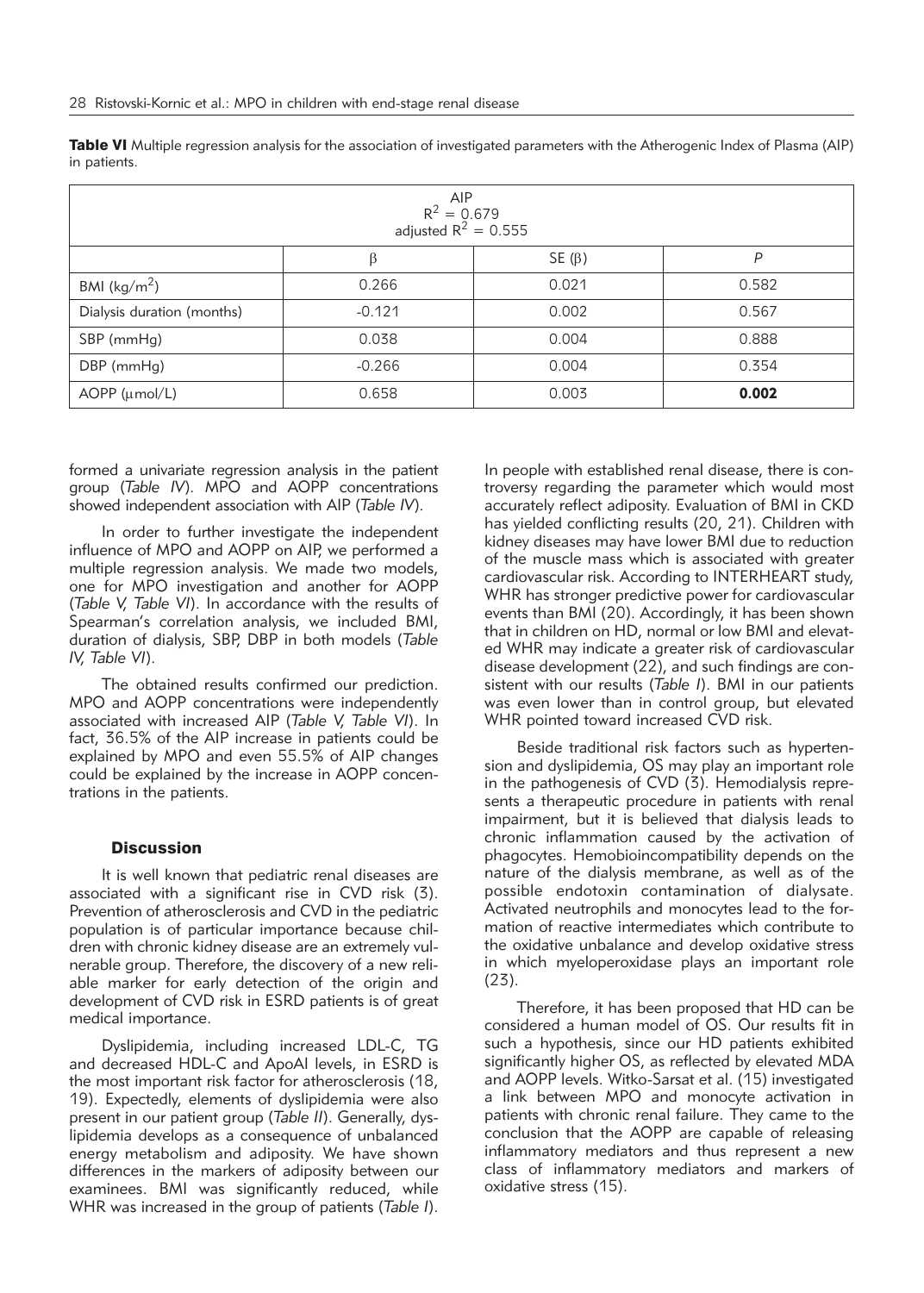**Table VI** Multiple regression analysis for the association of investigated parameters with the Atherogenic Index of Plasma (AIP) in patients.

| AIP<br>$R^2 = 0.679$<br>adjusted $R^2 = 0.555$ | | | |
|---|---|---|---|
| | $\beta$ | SE ($\beta$) | *P* |
| BMI (kg/m$^2$) | 0.266 | 0.021 | 0.582 |
| Dialysis duration (months) | -0.121 | 0.002 | 0.567 |
| SBP (mmHg) | 0.038 | 0.004 | 0.888 |
| DBP (mmHg) | -0.266 | 0.004 | 0.354 |
| AOPP (µmol/L) | 0.658 | 0.003 | **0.002** |

formed a univariate regression analysis in the patient group (*Table IV*). MPO and AOPP concentrations showed independent association with AIP (*Table IV*).

In order to further investigate the independent influence of MPO and AOPP on AIP, we performed a multiple regression analysis. We made two models, one for MPO investigation and another for AOPP (*Table V, Table VI*). In accordance with the results of Spearman's correlation analysis, we included BMI, duration of dialysis, SBP, DBP in both models (*Table IV, Table VI*).

The obtained results confirmed our prediction. MPO and AOPP concentrations were independently associated with increased AIP (*Table V, Table VI*). In fact, 36.5% of the AIP increase in patients could be explained by MPO and even 55.5% of AIP changes could be explained by the increase in AOPP concentrations in the patients.

## Discussion

It is well known that pediatric renal diseases are associated with a significant rise in CVD risk (3). Prevention of atherosclerosis and CVD in the pediatric population is of particular importance because children with chronic kidney disease are an extremely vulnerable group. Therefore, the discovery of a new reliable marker for early detection of the origin and development of CVD risk in ESRD patients is of great medical importance.

Dyslipidemia, including increased LDL-C, TG and decreased HDL-C and ApoAI levels, in ESRD is the most important risk factor for atherosclerosis (18, 19). Expectedly, elements of dyslipidemia were also present in our patient group (*Table II*). Generally, dyslipidemia develops as a consequence of unbalanced energy metabolism and adiposity. We have shown differences in the markers of adiposity between our examinees. BMI was significantly reduced, while WHR was increased in the group of patients (*Table I*). In people with established renal disease, there is controversy regarding the parameter which would most accurately reflect adiposity. Evaluation of BMI in CKD has yielded conflicting results (20, 21). Children with kidney diseases may have lower BMI due to reduction of the muscle mass which is associated with greater cardiovascular risk. According to INTERHEART study, WHR has stronger predictive power for cardiovascular events than BMI (20). Accordingly, it has been shown that in children on HD, normal or low BMI and elevated WHR may indicate a greater risk of cardiovascular disease development (22), and such findings are consistent with our results (*Table I*). BMI in our patients was even lower than in control group, but elevated WHR pointed toward increased CVD risk.

Beside traditional risk factors such as hypertension and dyslipidemia, OS may play an important role in the pathogenesis of CVD (3). Hemodialysis represents a therapeutic procedure in patients with renal impairment, but it is believed that dialysis leads to chronic inflammation caused by the activation of phagocytes. Hemobioincompatibility depends on the nature of the dialysis membrane, as well as of the possible endotoxin contamination of dialysate. Activated neutrophils and monocytes lead to the formation of reactive intermediates which contribute to the oxidative unbalance and develop oxidative stress in which myeloperoxidase plays an important role (23).

Therefore, it has been proposed that HD can be considered a human model of OS. Our results fit in such a hypothesis, since our HD patients exhibited significantly higher OS, as reflected by elevated MDA and AOPP levels. Witko-Sarsat et al. (15) investigated a link between MPO and monocyte activation in patients with chronic renal failure. They came to the conclusion that the AOPP are capable of releasing inflammatory mediators and thus represent a new class of inflammatory mediators and markers of oxidative stress (15).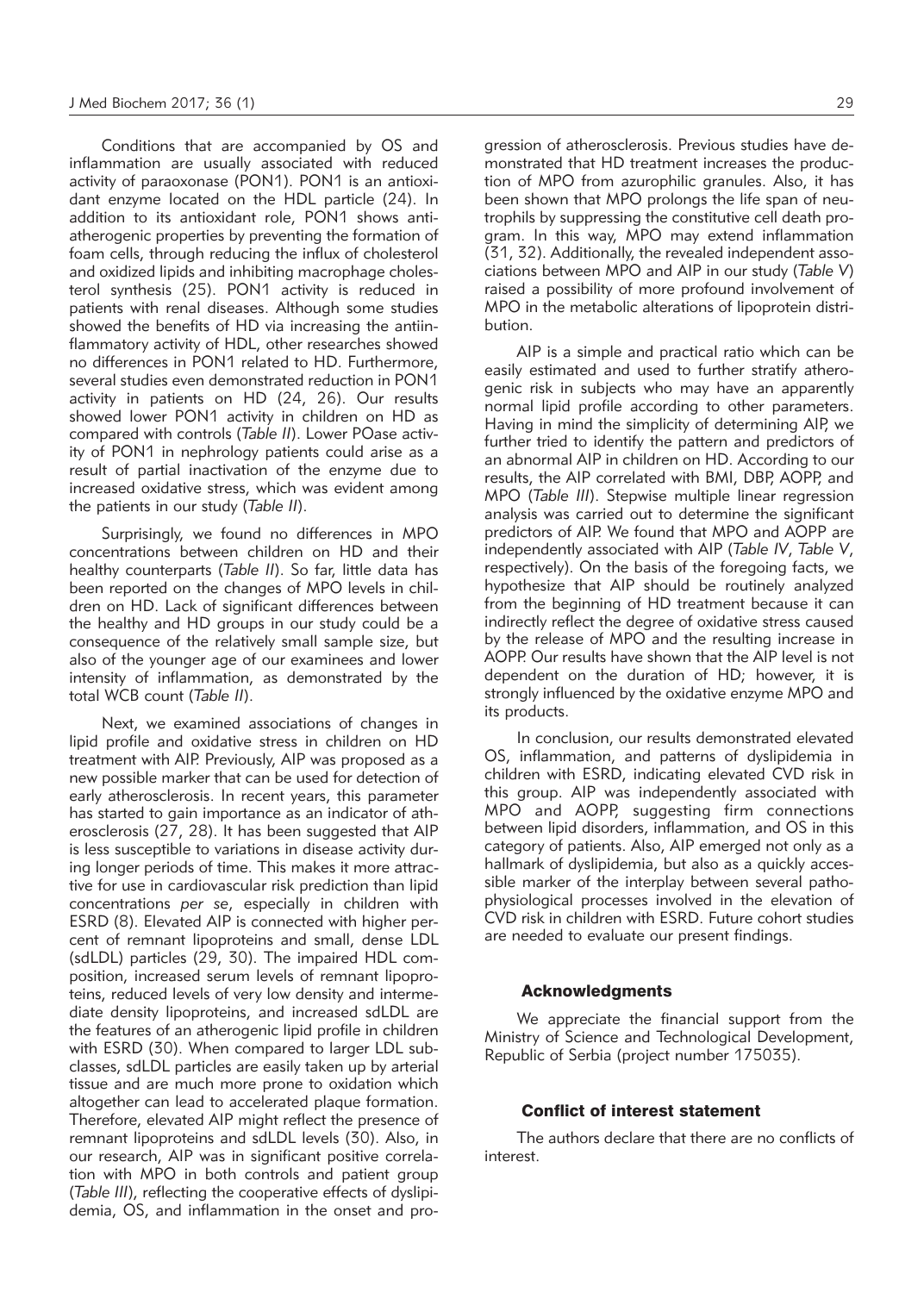Conditions that are accompanied by OS and inflammation are usually associated with reduced activity of paraoxonase (PON1). PON1 is an antioxidant enzyme located on the HDL particle (24). In addition to its antioxidant role, PON1 shows antiatherogenic properties by preventing the formation of foam cells, through reducing the influx of cholesterol and oxidized lipids and inhibiting macrophage cholesterol synthesis (25). PON1 activity is reduced in patients with renal diseases. Although some studies showed the benefits of HD via increasing the antiinflammatory activity of HDL, other researches showed no differences in PON1 related to HD. Furthermore, several studies even demonstrated reduction in PON1 activity in patients on HD (24, 26). Our results showed lower PON1 activity in children on HD as compared with controls (*Table II*). Lower POase activity of PON1 in nephrology patients could arise as a result of partial inactivation of the enzyme due to increased oxidative stress, which was evident among the patients in our study (*Table II*).

Surprisingly, we found no differences in MPO concentrations between children on HD and their healthy counterparts (*Table II*). So far, little data has been reported on the changes of MPO levels in children on HD. Lack of significant differences between the healthy and HD groups in our study could be a consequence of the relatively small sample size, but also of the younger age of our examinees and lower intensity of inflammation, as demonstrated by the total WCB count (*Table II*).

Next, we examined associations of changes in lipid profile and oxidative stress in children on HD treatment with AIP. Previously, AIP was proposed as a new possible marker that can be used for detection of early atherosclerosis. In recent years, this parameter has started to gain importance as an indicator of atherosclerosis (27, 28). It has been suggested that AIP is less susceptible to variations in disease activity during longer periods of time. This makes it more attractive for use in cardiovascular risk prediction than lipid concentrations *per se*, especially in children with ESRD (8). Elevated AIP is connected with higher percent of remnant lipoproteins and small, dense LDL (sdLDL) particles (29, 30). The impaired HDL composition, increased serum levels of remnant lipoproteins, reduced levels of very low density and intermediate density lipoproteins, and increased sdLDL are the features of an atherogenic lipid profile in children with ESRD (30). When compared to larger LDL subclasses, sdLDL particles are easily taken up by arterial tissue and are much more prone to oxidation which altogether can lead to accelerated plaque formation. Therefore, elevated AIP might reflect the presence of remnant lipoproteins and sdLDL levels (30). Also, in our research, AIP was in significant positive correlation with MPO in both controls and patient group (*Table III*), reflecting the cooperative effects of dyslipidemia, OS, and inflammation in the onset and progression of atherosclerosis. Previous studies have demonstrated that HD treatment increases the production of MPO from azurophilic granules. Also, it has been shown that MPO prolongs the life span of neutrophils by suppressing the constitutive cell death program. In this way, MPO may extend inflammation (31, 32). Additionally, the revealed independent associations between MPO and AIP in our study (*Table V*) raised a possibility of more profound involvement of MPO in the metabolic alterations of lipoprotein distribution.

AIP is a simple and practical ratio which can be easily estimated and used to further stratify atherogenic risk in subjects who may have an apparently normal lipid profile according to other parameters. Having in mind the simplicity of determining AIP, we further tried to identify the pattern and predictors of an abnormal AIP in children on HD. According to our results, the AIP correlated with BMI, DBP, AOPP, and MPO (*Table III*). Stepwise multiple linear regression analysis was carried out to determine the significant predictors of AIP. We found that MPO and AOPP are independently associated with AIP (*Table IV*, *Table V*, respectively). On the basis of the foregoing facts, we hypothesize that AIP should be routinely analyzed from the beginning of HD treatment because it can indirectly reflect the degree of oxidative stress caused by the release of MPO and the resulting increase in AOPP. Our results have shown that the AIP level is not dependent on the duration of HD; however, it is strongly influenced by the oxidative enzyme MPO and its products.

In conclusion, our results demonstrated elevated OS, inflammation, and patterns of dyslipidemia in children with ESRD, indicating elevated CVD risk in this group. AIP was independently associated with MPO and AOPP, suggesting firm connections between lipid disorders, inflammation, and OS in this category of patients. Also, AIP emerged not only as a hallmark of dyslipidemia, but also as a quickly accessible marker of the interplay between several pathophysiological processes involved in the elevation of CVD risk in children with ESRD. Future cohort studies are needed to evaluate our present findings.

## Acknowledgments

We appreciate the financial support from the Ministry of Science and Technological Development, Republic of Serbia (project number 175035).

## Conflict of interest statement

The authors declare that there are no conflicts of interest.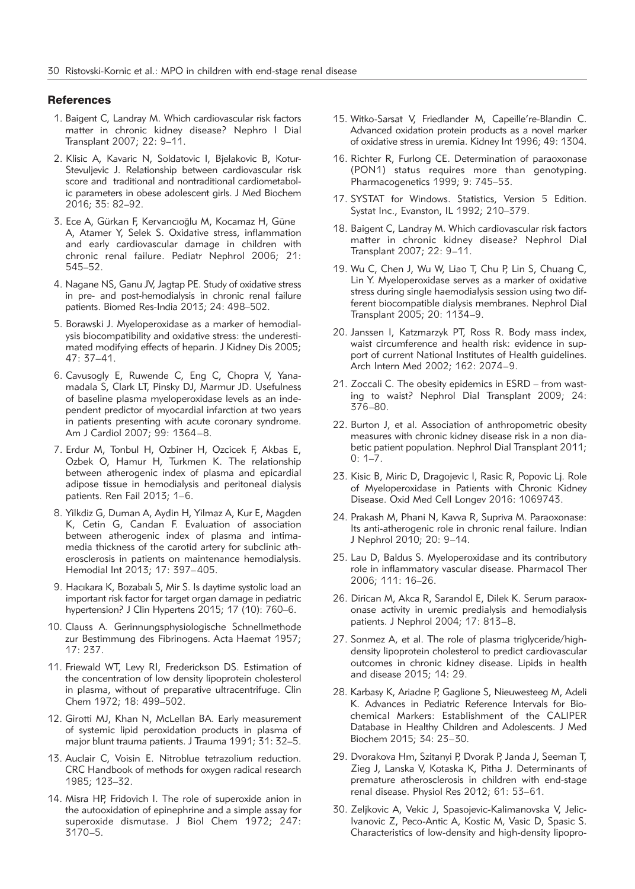## References

1. Baigent C, Landray M. Which cardiovascular risk factors matter in chronic kidney disease? Nephro l Dial Transplant 2007; 22: 9–11.
2. Klisic A, Kavaric N, Soldatovic I, Bjelakovic B, Kotur-Stevuljevic J. Relationship between cardiovascular risk score and traditional and nontraditional cardiometabolic parameters in obese adolescent girls. J Med Biochem 2016; 35: 82–92.
3. Ece A, Gürkan F, Kervancıoğlu M, Kocamaz H, Güne A, Atamer Y, Selek S. Oxidative stress, inflammation and early cardiovascular damage in children with chronic renal failure. Pediatr Nephrol 2006; 21: 545–52.
4. Nagane NS, Ganu JV, Jagtap PE. Study of oxidative stress in pre- and post-hemodialysis in chronic renal failure patients. Biomed Res-India 2013; 24: 498–502.
5. Borawski J. Myeloperoxidase as a marker of hemodialysis biocompatibility and oxidative stress: the underestimated modifying effects of heparin. J Kidney Dis 2005; 47: 37–41.
6. Cavusogly E, Ruwende C, Eng C, Chopra V, Yanamadala S, Clark LT, Pinsky DJ, Marmur JD. Usefulness of baseline plasma myeloperoxidase levels as an independent predictor of myocardial infarction at two years in patients presenting with acute coronary syndrome. Am J Cardiol 2007; 99: 1364–8.
7. Erdur M, Tonbul H, Ozbiner H, Ozcicek F, Akbas E, Ozbek O, Hamur H, Turkmen K. The relationship between atherogenic index of plasma and epicardial adipose tissue in hemodialysis and peritoneal dialysis patients. Ren Fail 2013; 1–6.
8. Yilkdiz G, Duman A, Aydin H, Yilmaz A, Kur E, Magden K, Cetin G, Candan F. Evaluation of association between atherogenic index of plasma and intima-media thickness of the carotid artery for subclinic atherosclerosis in patients on maintenance hemodialysis. Hemodial Int 2013; 17: 397–405.
9. Hacıkara K, Bozabalı S, Mir S. Is daytime systolic load an important risk factor for target organ damage in pediatric hypertension? J Clin Hypertens 2015; 17 (10): 760–6.
10. Clauss A. Gerinnungsphysiologische Schnellmethode zur Bestimmung des Fibrinogens. Acta Haemat 1957; 17: 237.
11. Friewald WT, Levy RI, Frederickson DS. Estimation of the concentration of low density lipoprotein cholesterol in plasma, without of preparative ultracentrifuge. Clin Chem 1972; 18: 499–502.
12. Girotti MJ, Khan N, McLellan BA. Early measurement of systemic lipid peroxidation products in plasma of major blunt trauma patients. J Trauma 1991; 31: 32–5.
13. Auclair C, Voisin E. Nitroblue tetrazolium reduction. CRC Handbook of methods for oxygen radical research 1985; 123–32.
14. Misra HP, Fridovich I. The role of superoxide anion in the autooxidation of epinephrine and a simple assay for superoxide dismutase. J Biol Chem 1972; 247: 3170–5.
15. Witko-Sarsat V, Friedlander M, Capeille're-Blandin C. Advanced oxidation protein products as a novel marker of oxidative stress in uremia. Kidney Int 1996; 49: 1304.
16. Richter R, Furlong CE. Determination of paraoxonase (PON1) status requires more than genotyping. Pharmacogenetics 1999; 9: 745–53.
17. SYSTAT for Windows. Statistics, Version 5 Edition. Systat Inc., Evanston, IL 1992; 210–379.
18. Baigent C, Landray M. Which cardiovascular risk factors matter in chronic kidney disease? Nephrol Dial Transplant 2007; 22: 9–11.
19. Wu C, Chen J, Wu W, Liao T, Chu P, Lin S, Chuang C, Lin Y. Myeloperoxidase serves as a marker of oxidative stress during single haemodialysis session using two different biocompatible dialysis membranes. Nephrol Dial Transplant 2005; 20: 1134–9.
20. Janssen I, Katzmarzyk PT, Ross R. Body mass index, waist circumference and health risk: evidence in support of current National Institutes of Health guidelines. Arch Intern Med 2002; 162: 2074–9.
21. Zoccali C. The obesity epidemics in ESRD – from wasting to waist? Nephrol Dial Transplant 2009; 24: 376–80.
22. Burton J, et al. Association of anthropometric obesity measures with chronic kidney disease risk in a non diabetic patient population. Nephrol Dial Transplant 2011; 0: 1–7.
23. Kisic B, Miric D, Dragojevic I, Rasic R, Popovic Lj. Role of Myeloperoxidase in Patients with Chronic Kidney Disease. Oxid Med Cell Longev 2016: 1069743.
24. Prakash M, Phani N, Kavva R, Supriva M. Paraoxonase: Its anti-atherogenic role in chronic renal failure. Indian J Nephrol 2010; 20: 9–14.
25. Lau D, Baldus S. Myeloperoxidase and its contributory role in inflammatory vascular disease. Pharmacol Ther 2006; 111: 16–26.
26. Dirican M, Akca R, Sarandol E, Dilek K. Serum paraoxonase activity in uremic predialysis and hemodialysis patients. J Nephrol 2004; 17: 813–8.
27. Sonmez A, et al. The role of plasma triglyceride/high-density lipoprotein cholesterol to predict cardiovascular outcomes in chronic kidney disease. Lipids in health and disease 2015; 14: 29.
28. Karbasy K, Ariadne P, Gaglione S, Nieuwesteeg M, Adeli K. Advances in Pediatric Reference Intervals for Biochemical Markers: Establishment of the CALIPER Database in Healthy Children and Adolescents. J Med Biochem 2015; 34: 23–30.
29. Dvorakova Hm, Szitanyi P, Dvorak P, Janda J, Seeman T, Zieg J, Lanska V, Kotaska K, Pitha J. Determinants of premature atherosclerosis in children with end-stage renal disease. Physiol Res 2012; 61: 53–61.
30. Zeljkovic A, Vekic J, Spasojevic-Kalimanovska V, Jelic-Ivanovic Z, Peco-Antic A, Kostic M, Vasic D, Spasic S. Characteristics of low-density and high-density lipopro-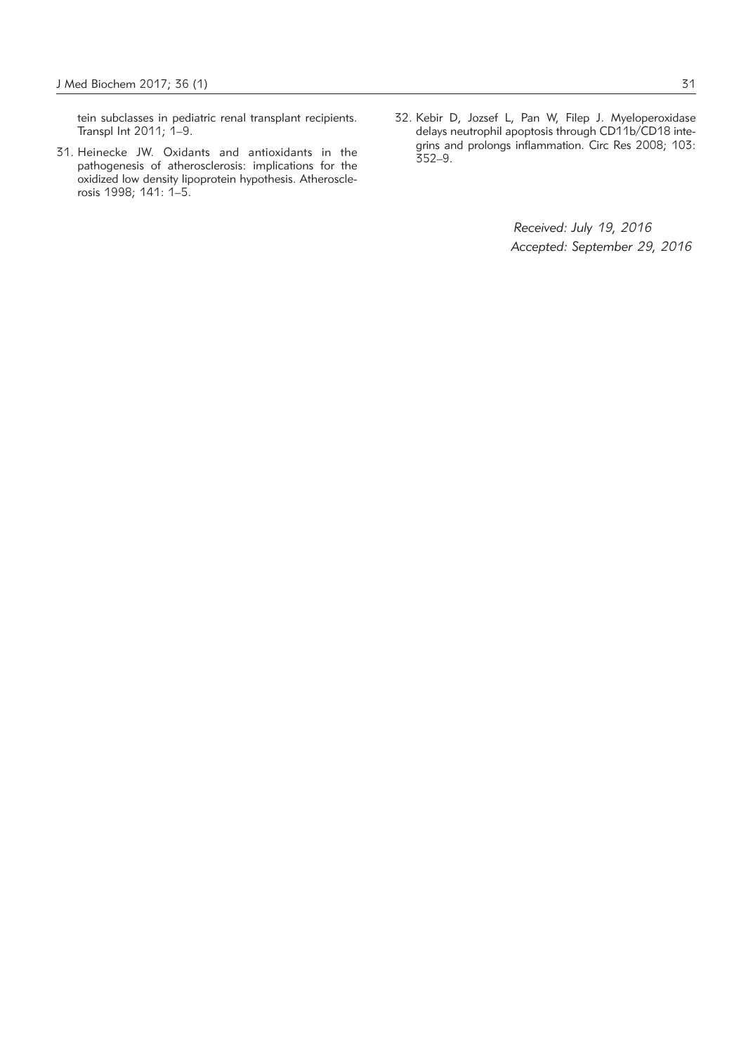tein subclasses in pediatric renal transplant recipients. Transpl Int 2011; 1–9.

31. Heinecke JW. Oxidants and antioxidants in the pathogenesis of atherosclerosis: implications for the oxidized low density lipoprotein hypothesis. Atherosclerosis 1998; 141: 1–5.

32. Kebir D, Jozsef L, Pan W, Filep J. Myeloperoxidase delays neutrophil apoptosis through CD11b/CD18 integrins and prolongs inflammation. Circ Res 2008; 103: 352–9.

*Received: July 19, 2016*
*Accepted: September 29, 2016*